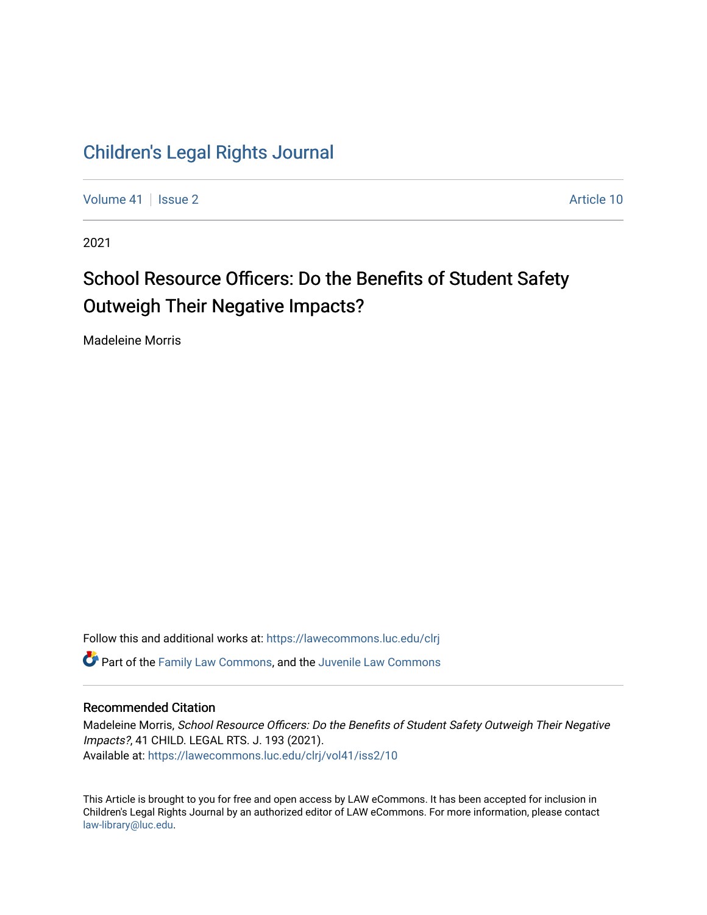# Children's Legal Rights Journal

Volume 41 | Issue 2 | Article 10

2021

## School Resource Officers: Do the Benefits of Student Safety Outweigh Their Negative Impacts?

Madeleine Morris

Follow this and additional works at: https://lawecommons.luc.edu/clrj

Part of the Family Law Commons, and the Juvenile Law Commons

### Recommended Citation

Madeleine Morris, *School Resource Officers: Do the Benefits of Student Safety Outweigh Their Negative Impacts?*, 41 CHILD. LEGAL RTS. J. 193 (2021).
Available at: https://lawecommons.luc.edu/clrj/vol41/iss2/10

This Article is brought to you for free and open access by LAW eCommons. It has been accepted for inclusion in Children's Legal Rights Journal by an authorized editor of LAW eCommons. For more information, please contact law-library@luc.edu.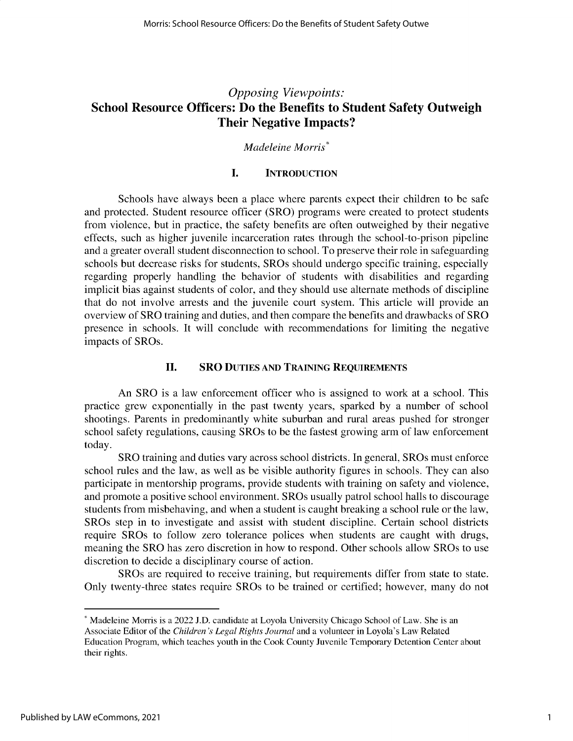# *Opposing Viewpoints:*
# School Resource Officers: Do the Benefits to Student Safety Outweigh Their Negative Impacts?

*Madeleine Morris*[*]

## I. Introduction

Schools have always been a place where parents expect their children to be safe and protected. Student resource officer (SRO) programs were created to protect students from violence, but in practice, the safety benefits are often outweighed by their negative effects, such as higher juvenile incarceration rates through the school-to-prison pipeline and a greater overall student disconnection to school. To preserve their role in safeguarding schools but decrease risks for students, SROs should undergo specific training, especially regarding properly handling the behavior of students with disabilities and regarding implicit bias against students of color, and they should use alternate methods of discipline that do not involve arrests and the juvenile court system. This article will provide an overview of SRO training and duties, and then compare the benefits and drawbacks of SRO presence in schools. It will conclude with recommendations for limiting the negative impacts of SROs.

## II. SRO Duties and Training Requirements

An SRO is a law enforcement officer who is assigned to work at a school. This practice grew exponentially in the past twenty years, sparked by a number of school shootings. Parents in predominantly white suburban and rural areas pushed for stronger school safety regulations, causing SROs to be the fastest growing arm of law enforcement today.

SRO training and duties vary across school districts. In general, SROs must enforce school rules and the law, as well as be visible authority figures in schools. They can also participate in mentorship programs, provide students with training on safety and violence, and promote a positive school environment. SROs usually patrol school halls to discourage students from misbehaving, and when a student is caught breaking a school rule or the law, SROs step in to investigate and assist with student discipline. Certain school districts require SROs to follow zero tolerance polices when students are caught with drugs, meaning the SRO has zero discretion in how to respond. Other schools allow SROs to use discretion to decide a disciplinary course of action.

SROs are required to receive training, but requirements differ from state to state. Only twenty-three states require SROs to be trained or certified; however, many do not

---

[*] Madeleine Morris is a 2022 J.D. candidate at Loyola University Chicago School of Law. She is an Associate Editor of the *Children's Legal Rights Journal* and a volunteer in Loyola's Law Related Education Program, which teaches youth in the Cook County Juvenile Temporary Detention Center about their rights.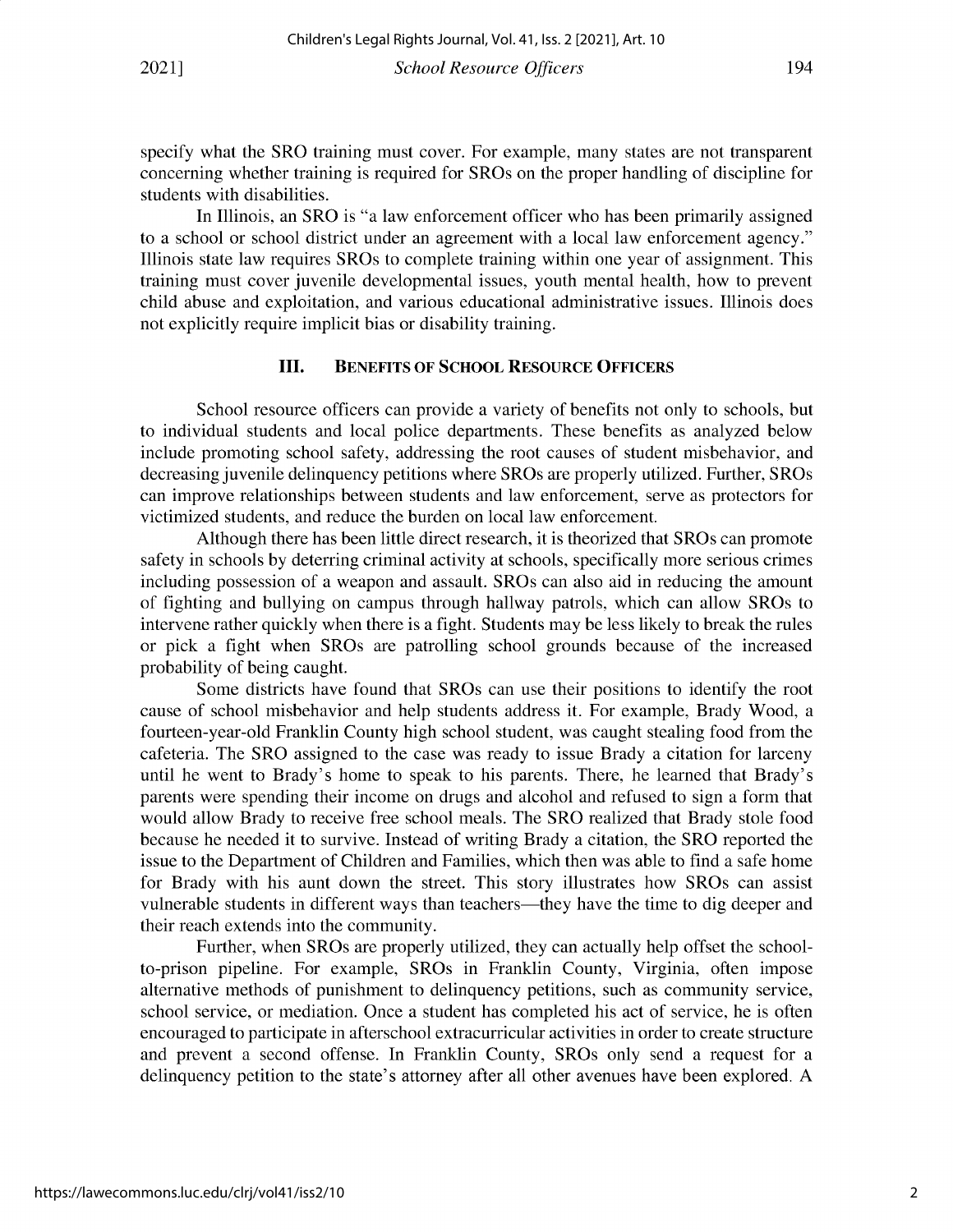specify what the SRO training must cover. For example, many states are not transparent concerning whether training is required for SROs on the proper handling of discipline for students with disabilities.

In Illinois, an SRO is "a law enforcement officer who has been primarily assigned to a school or school district under an agreement with a local law enforcement agency." Illinois state law requires SROs to complete training within one year of assignment. This training must cover juvenile developmental issues, youth mental health, how to prevent child abuse and exploitation, and various educational administrative issues. Illinois does not explicitly require implicit bias or disability training.

## III. Benefits of School Resource Officers

School resource officers can provide a variety of benefits not only to schools, but to individual students and local police departments. These benefits as analyzed below include promoting school safety, addressing the root causes of student misbehavior, and decreasing juvenile delinquency petitions where SROs are properly utilized. Further, SROs can improve relationships between students and law enforcement, serve as protectors for victimized students, and reduce the burden on local law enforcement.

Although there has been little direct research, it is theorized that SROs can promote safety in schools by deterring criminal activity at schools, specifically more serious crimes including possession of a weapon and assault. SROs can also aid in reducing the amount of fighting and bullying on campus through hallway patrols, which can allow SROs to intervene rather quickly when there is a fight. Students may be less likely to break the rules or pick a fight when SROs are patrolling school grounds because of the increased probability of being caught.

Some districts have found that SROs can use their positions to identify the root cause of school misbehavior and help students address it. For example, Brady Wood, a fourteen-year-old Franklin County high school student, was caught stealing food from the cafeteria. The SRO assigned to the case was ready to issue Brady a citation for larceny until he went to Brady's home to speak to his parents. There, he learned that Brady's parents were spending their income on drugs and alcohol and refused to sign a form that would allow Brady to receive free school meals. The SRO realized that Brady stole food because he needed it to survive. Instead of writing Brady a citation, the SRO reported the issue to the Department of Children and Families, which then was able to find a safe home for Brady with his aunt down the street. This story illustrates how SROs can assist vulnerable students in different ways than teachers—they have the time to dig deeper and their reach extends into the community.

Further, when SROs are properly utilized, they can actually help offset the school-to-prison pipeline. For example, SROs in Franklin County, Virginia, often impose alternative methods of punishment to delinquency petitions, such as community service, school service, or mediation. Once a student has completed his act of service, he is often encouraged to participate in afterschool extracurricular activities in order to create structure and prevent a second offense. In Franklin County, SROs only send a request for a delinquency petition to the state's attorney after all other avenues have been explored. A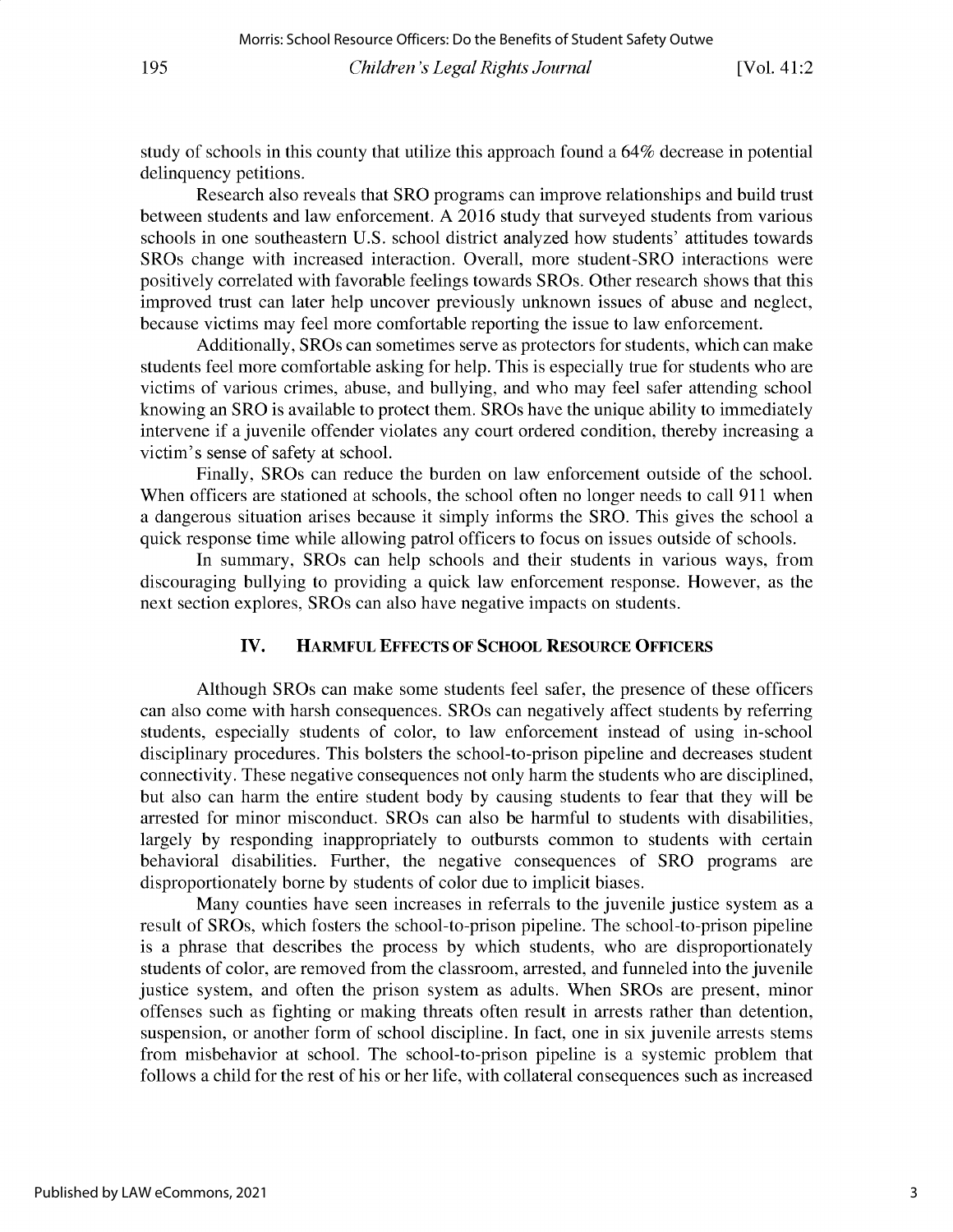study of schools in this county that utilize this approach found a 64% decrease in potential delinquency petitions.

Research also reveals that SRO programs can improve relationships and build trust between students and law enforcement. A 2016 study that surveyed students from various schools in one southeastern U.S. school district analyzed how students' attitudes towards SROs change with increased interaction. Overall, more student-SRO interactions were positively correlated with favorable feelings towards SROs. Other research shows that this improved trust can later help uncover previously unknown issues of abuse and neglect, because victims may feel more comfortable reporting the issue to law enforcement.

Additionally, SROs can sometimes serve as protectors for students, which can make students feel more comfortable asking for help. This is especially true for students who are victims of various crimes, abuse, and bullying, and who may feel safer attending school knowing an SRO is available to protect them. SROs have the unique ability to immediately intervene if a juvenile offender violates any court ordered condition, thereby increasing a victim's sense of safety at school.

Finally, SROs can reduce the burden on law enforcement outside of the school. When officers are stationed at schools, the school often no longer needs to call 911 when a dangerous situation arises because it simply informs the SRO. This gives the school a quick response time while allowing patrol officers to focus on issues outside of schools.

In summary, SROs can help schools and their students in various ways, from discouraging bullying to providing a quick law enforcement response. However, as the next section explores, SROs can also have negative impacts on students.

## IV. Harmful Effects of School Resource Officers

Although SROs can make some students feel safer, the presence of these officers can also come with harsh consequences. SROs can negatively affect students by referring students, especially students of color, to law enforcement instead of using in-school disciplinary procedures. This bolsters the school-to-prison pipeline and decreases student connectivity. These negative consequences not only harm the students who are disciplined, but also can harm the entire student body by causing students to fear that they will be arrested for minor misconduct. SROs can also be harmful to students with disabilities, largely by responding inappropriately to outbursts common to students with certain behavioral disabilities. Further, the negative consequences of SRO programs are disproportionately borne by students of color due to implicit biases.

Many counties have seen increases in referrals to the juvenile justice system as a result of SROs, which fosters the school-to-prison pipeline. The school-to-prison pipeline is a phrase that describes the process by which students, who are disproportionately students of color, are removed from the classroom, arrested, and funneled into the juvenile justice system, and often the prison system as adults. When SROs are present, minor offenses such as fighting or making threats often result in arrests rather than detention, suspension, or another form of school discipline. In fact, one in six juvenile arrests stems from misbehavior at school. The school-to-prison pipeline is a systemic problem that follows a child for the rest of his or her life, with collateral consequences such as increased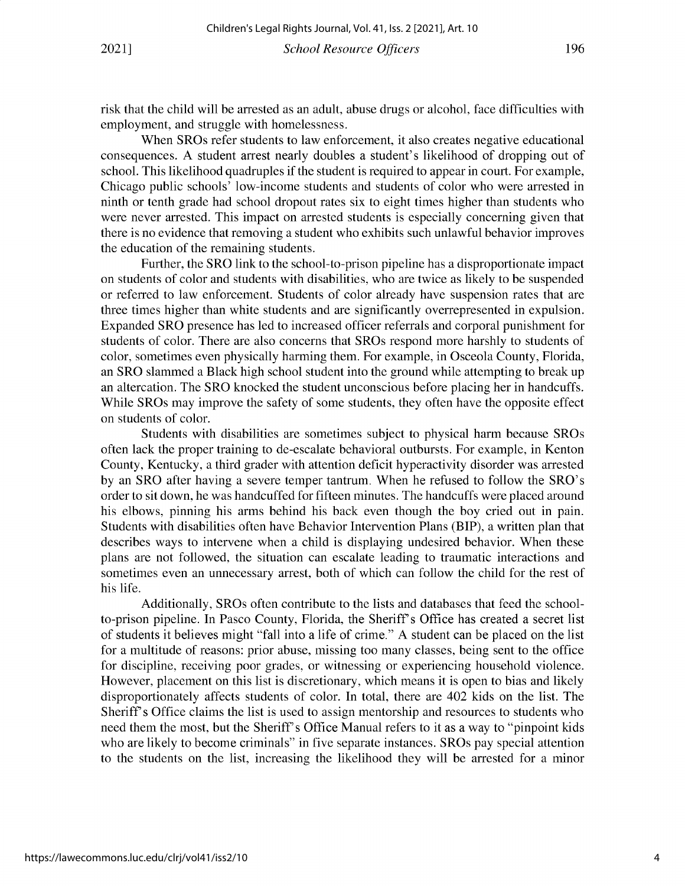risk that the child will be arrested as an adult, abuse drugs or alcohol, face difficulties with employment, and struggle with homelessness.

When SROs refer students to law enforcement, it also creates negative educational consequences. A student arrest nearly doubles a student's likelihood of dropping out of school. This likelihood quadruples if the student is required to appear in court. For example, Chicago public schools' low-income students and students of color who were arrested in ninth or tenth grade had school dropout rates six to eight times higher than students who were never arrested. This impact on arrested students is especially concerning given that there is no evidence that removing a student who exhibits such unlawful behavior improves the education of the remaining students.

Further, the SRO link to the school-to-prison pipeline has a disproportionate impact on students of color and students with disabilities, who are twice as likely to be suspended or referred to law enforcement. Students of color already have suspension rates that are three times higher than white students and are significantly overrepresented in expulsion. Expanded SRO presence has led to increased officer referrals and corporal punishment for students of color. There are also concerns that SROs respond more harshly to students of color, sometimes even physically harming them. For example, in Osceola County, Florida, an SRO slammed a Black high school student into the ground while attempting to break up an altercation. The SRO knocked the student unconscious before placing her in handcuffs. While SROs may improve the safety of some students, they often have the opposite effect on students of color.

Students with disabilities are sometimes subject to physical harm because SROs often lack the proper training to de-escalate behavioral outbursts. For example, in Kenton County, Kentucky, a third grader with attention deficit hyperactivity disorder was arrested by an SRO after having a severe temper tantrum. When he refused to follow the SRO's order to sit down, he was handcuffed for fifteen minutes. The handcuffs were placed around his elbows, pinning his arms behind his back even though the boy cried out in pain. Students with disabilities often have Behavior Intervention Plans (BIP), a written plan that describes ways to intervene when a child is displaying undesired behavior. When these plans are not followed, the situation can escalate leading to traumatic interactions and sometimes even an unnecessary arrest, both of which can follow the child for the rest of his life.

Additionally, SROs often contribute to the lists and databases that feed the school-to-prison pipeline. In Pasco County, Florida, the Sheriff's Office has created a secret list of students it believes might "fall into a life of crime." A student can be placed on the list for a multitude of reasons: prior abuse, missing too many classes, being sent to the office for discipline, receiving poor grades, or witnessing or experiencing household violence. However, placement on this list is discretionary, which means it is open to bias and likely disproportionately affects students of color. In total, there are 402 kids on the list. The Sheriff's Office claims the list is used to assign mentorship and resources to students who need them the most, but the Sheriff's Office Manual refers to it as a way to "pinpoint kids who are likely to become criminals" in five separate instances. SROs pay special attention to the students on the list, increasing the likelihood they will be arrested for a minor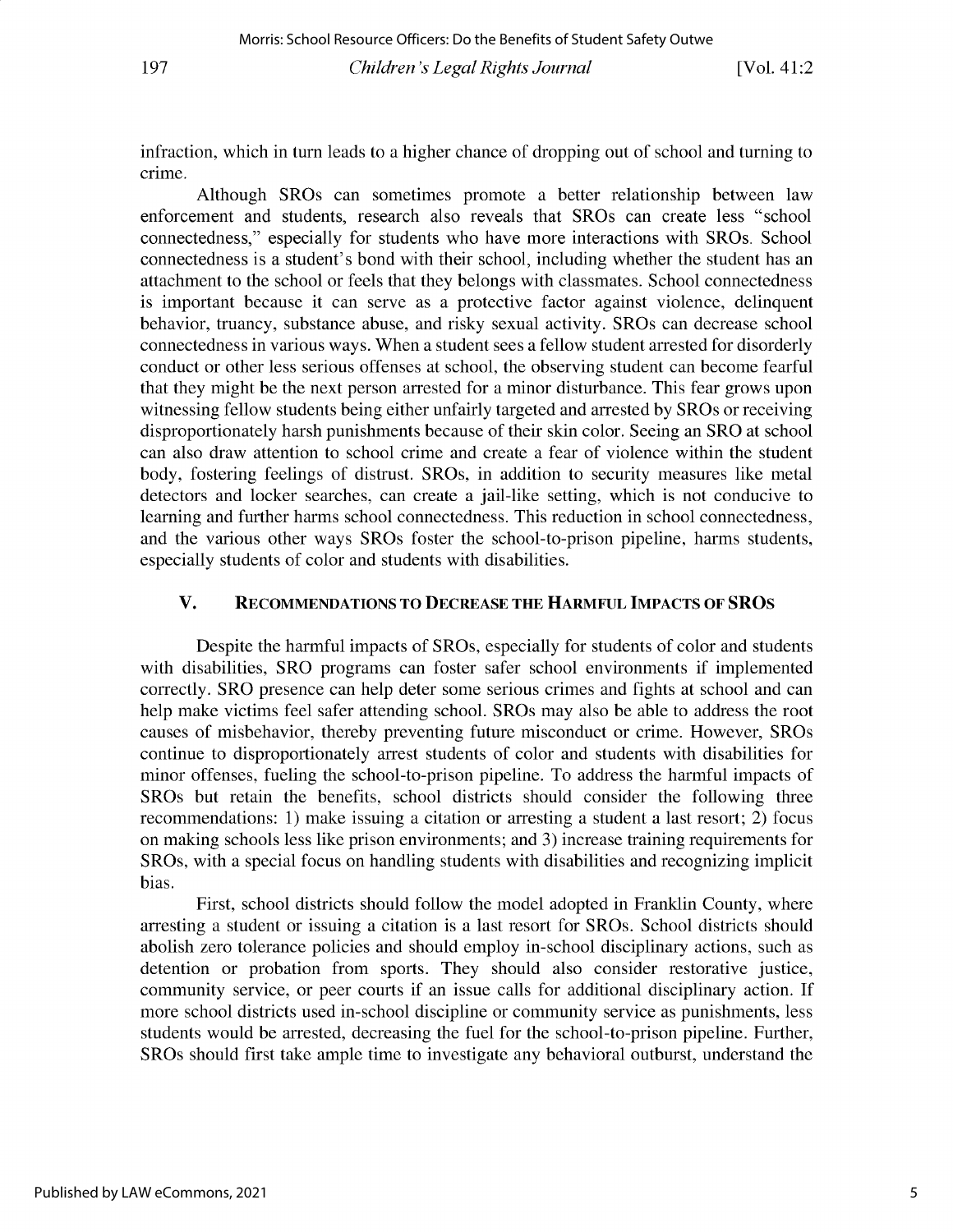infraction, which in turn leads to a higher chance of dropping out of school and turning to crime.

Although SROs can sometimes promote a better relationship between law enforcement and students, research also reveals that SROs can create less "school connectedness," especially for students who have more interactions with SROs. School connectedness is a student's bond with their school, including whether the student has an attachment to the school or feels that they belongs with classmates. School connectedness is important because it can serve as a protective factor against violence, delinquent behavior, truancy, substance abuse, and risky sexual activity. SROs can decrease school connectedness in various ways. When a student sees a fellow student arrested for disorderly conduct or other less serious offenses at school, the observing student can become fearful that they might be the next person arrested for a minor disturbance. This fear grows upon witnessing fellow students being either unfairly targeted and arrested by SROs or receiving disproportionately harsh punishments because of their skin color. Seeing an SRO at school can also draw attention to school crime and create a fear of violence within the student body, fostering feelings of distrust. SROs, in addition to security measures like metal detectors and locker searches, can create a jail-like setting, which is not conducive to learning and further harms school connectedness. This reduction in school connectedness, and the various other ways SROs foster the school-to-prison pipeline, harms students, especially students of color and students with disabilities.

## V. RECOMMENDATIONS TO DECREASE THE HARMFUL IMPACTS OF SROS

Despite the harmful impacts of SROs, especially for students of color and students with disabilities, SRO programs can foster safer school environments if implemented correctly. SRO presence can help deter some serious crimes and fights at school and can help make victims feel safer attending school. SROs may also be able to address the root causes of misbehavior, thereby preventing future misconduct or crime. However, SROs continue to disproportionately arrest students of color and students with disabilities for minor offenses, fueling the school-to-prison pipeline. To address the harmful impacts of SROs but retain the benefits, school districts should consider the following three recommendations: 1) make issuing a citation or arresting a student a last resort; 2) focus on making schools less like prison environments; and 3) increase training requirements for SROs, with a special focus on handling students with disabilities and recognizing implicit bias.

First, school districts should follow the model adopted in Franklin County, where arresting a student or issuing a citation is a last resort for SROs. School districts should abolish zero tolerance policies and should employ in-school disciplinary actions, such as detention or probation from sports. They should also consider restorative justice, community service, or peer courts if an issue calls for additional disciplinary action. If more school districts used in-school discipline or community service as punishments, less students would be arrested, decreasing the fuel for the school-to-prison pipeline. Further, SROs should first take ample time to investigate any behavioral outburst, understand the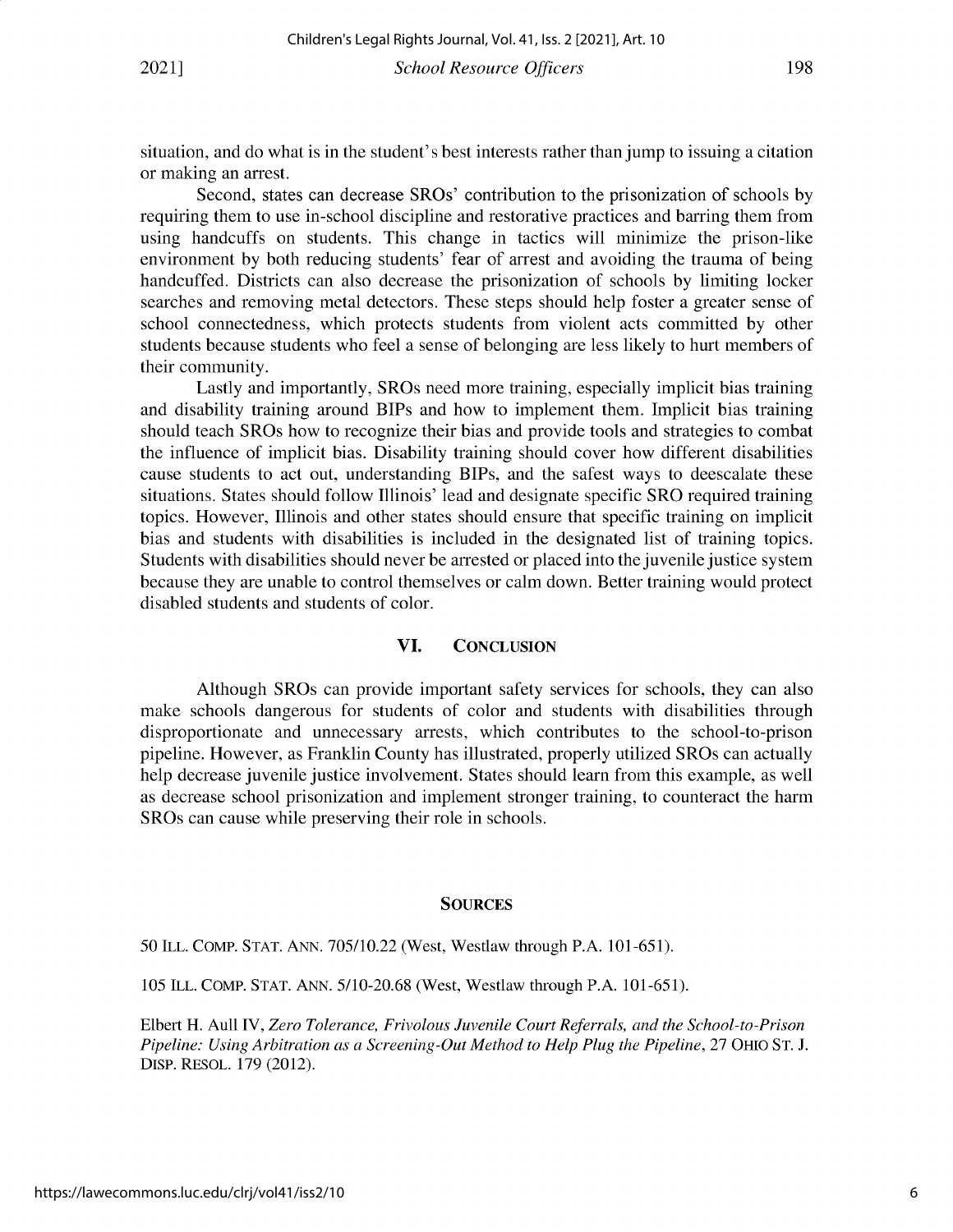situation, and do what is in the student's best interests rather than jump to issuing a citation or making an arrest.

Second, states can decrease SROs' contribution to the prisonization of schools by requiring them to use in-school discipline and restorative practices and barring them from using handcuffs on students. This change in tactics will minimize the prison-like environment by both reducing students' fear of arrest and avoiding the trauma of being handcuffed. Districts can also decrease the prisonization of schools by limiting locker searches and removing metal detectors. These steps should help foster a greater sense of school connectedness, which protects students from violent acts committed by other students because students who feel a sense of belonging are less likely to hurt members of their community.

Lastly and importantly, SROs need more training, especially implicit bias training and disability training around BIPs and how to implement them. Implicit bias training should teach SROs how to recognize their bias and provide tools and strategies to combat the influence of implicit bias. Disability training should cover how different disabilities cause students to act out, understanding BIPs, and the safest ways to deescalate these situations. States should follow Illinois' lead and designate specific SRO required training topics. However, Illinois and other states should ensure that specific training on implicit bias and students with disabilities is included in the designated list of training topics. Students with disabilities should never be arrested or placed into the juvenile justice system because they are unable to control themselves or calm down. Better training would protect disabled students and students of color.

## VI. CONCLUSION

Although SROs can provide important safety services for schools, they can also make schools dangerous for students of color and students with disabilities through disproportionate and unnecessary arrests, which contributes to the school-to-prison pipeline. However, as Franklin County has illustrated, properly utilized SROs can actually help decrease juvenile justice involvement. States should learn from this example, as well as decrease school prisonization and implement stronger training, to counteract the harm SROs can cause while preserving their role in schools.

## SOURCES

50 ILL. COMP. STAT. ANN. 705/10.22 (West, Westlaw through P.A. 101-651).

105 ILL. COMP. STAT. ANN. 5/10-20.68 (West, Westlaw through P.A. 101-651).

Elbert H. Aull IV, *Zero Tolerance, Frivolous Juvenile Court Referrals, and the School-to-Prison Pipeline: Using Arbitration as a Screening-Out Method to Help Plug the Pipeline*, 27 OHIO ST. J. DISP. RESOL. 179 (2012).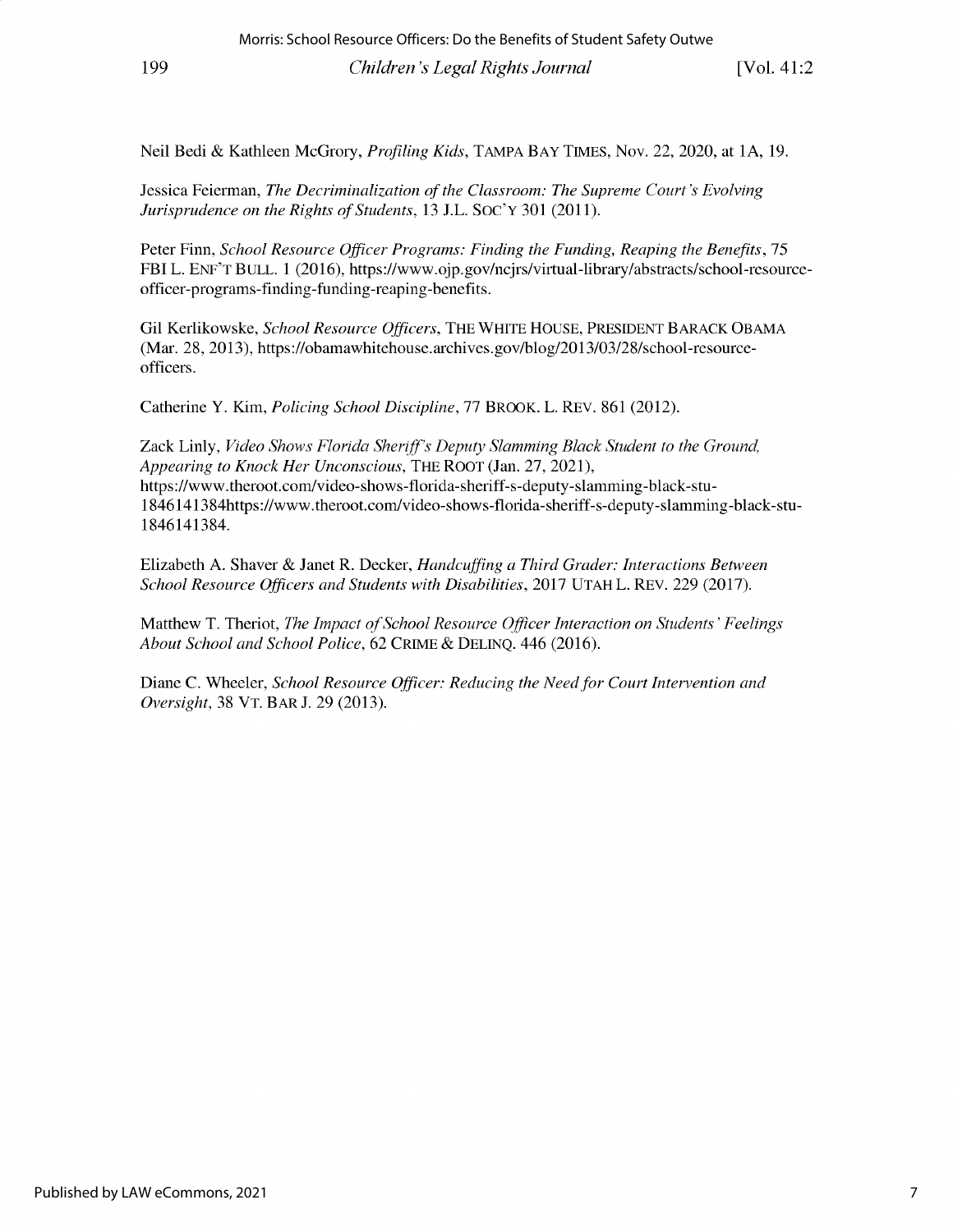Neil Bedi & Kathleen McGrory, *Profiling Kids*, TAMPA BAY TIMES, Nov. 22, 2020, at 1A, 19.

Jessica Feierman, *The Decriminalization of the Classroom: The Supreme Court's Evolving Jurisprudence on the Rights of Students*, 13 J.L. SOC'Y 301 (2011).

Peter Finn, *School Resource Officer Programs: Finding the Funding, Reaping the Benefits*, 75 FBI L. ENF'T BULL. 1 (2016), https://www.ojp.gov/ncjrs/virtual-library/abstracts/school-resource-officer-programs-finding-funding-reaping-benefits.

Gil Kerlikowske, *School Resource Officers*, THE WHITE HOUSE, PRESIDENT BARACK OBAMA (Mar. 28, 2013), https://obamawhitehouse.archives.gov/blog/2013/03/28/school-resource-officers.

Catherine Y. Kim, *Policing School Discipline*, 77 BROOK. L. REV. 861 (2012).

Zack Linly, *Video Shows Florida Sheriff's Deputy Slamming Black Student to the Ground, Appearing to Knock Her Unconscious*, THE ROOT (Jan. 27, 2021), https://www.theroot.com/video-shows-florida-sheriff-s-deputy-slamming-black-stu-1846141384https://www.theroot.com/video-shows-florida-sheriff-s-deputy-slamming-black-stu-1846141384.

Elizabeth A. Shaver & Janet R. Decker, *Handcuffing a Third Grader: Interactions Between School Resource Officers and Students with Disabilities*, 2017 UTAH L. REV. 229 (2017).

Matthew T. Theriot, *The Impact of School Resource Officer Interaction on Students' Feelings About School and School Police*, 62 CRIME & DELINQ. 446 (2016).

Diane C. Wheeler, *School Resource Officer: Reducing the Need for Court Intervention and Oversight*, 38 VT. BAR J. 29 (2013).